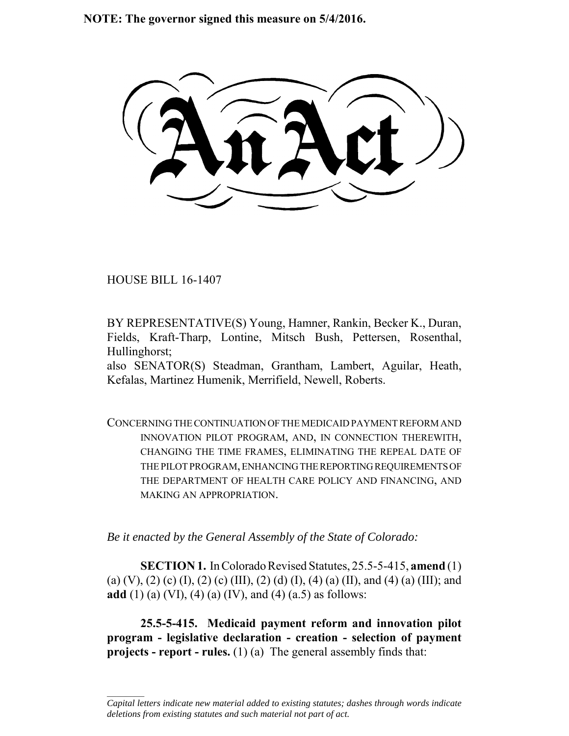**NOTE: The governor signed this measure on 5/4/2016.**

# An Act

HOUSE BILL 16-1407

BY REPRESENTATIVE(S) Young, Hamner, Rankin, Becker K., Duran, Fields, Kraft-Tharp, Lontine, Mitsch Bush, Pettersen, Rosenthal, Hullinghorst;
also SENATOR(S) Steadman, Grantham, Lambert, Aguilar, Heath, Kefalas, Martinez Humenik, Merrifield, Newell, Roberts.

CONCERNING THE CONTINUATION OF THE MEDICAID PAYMENT REFORM AND INNOVATION PILOT PROGRAM, AND, IN CONNECTION THEREWITH, CHANGING THE TIME FRAMES, ELIMINATING THE REPEAL DATE OF THE PILOT PROGRAM, ENHANCING THE REPORTING REQUIREMENTS OF THE DEPARTMENT OF HEALTH CARE POLICY AND FINANCING, AND MAKING AN APPROPRIATION.

*Be it enacted by the General Assembly of the State of Colorado:*

**SECTION 1.** In Colorado Revised Statutes, 25.5-5-415, **amend** (1) (a) (V), (2) (c) (I), (2) (c) (III), (2) (d) (I), (4) (a) (II), and (4) (a) (III); and **add** (1) (a) (VI), (4) (a) (IV), and (4) (a.5) as follows:

**25.5-5-415. Medicaid payment reform and innovation pilot program - legislative declaration - creation - selection of payment projects - report - rules.** (1) (a) The general assembly finds that:

*Capital letters indicate new material added to existing statutes; dashes through words indicate deletions from existing statutes and such material not part of act.*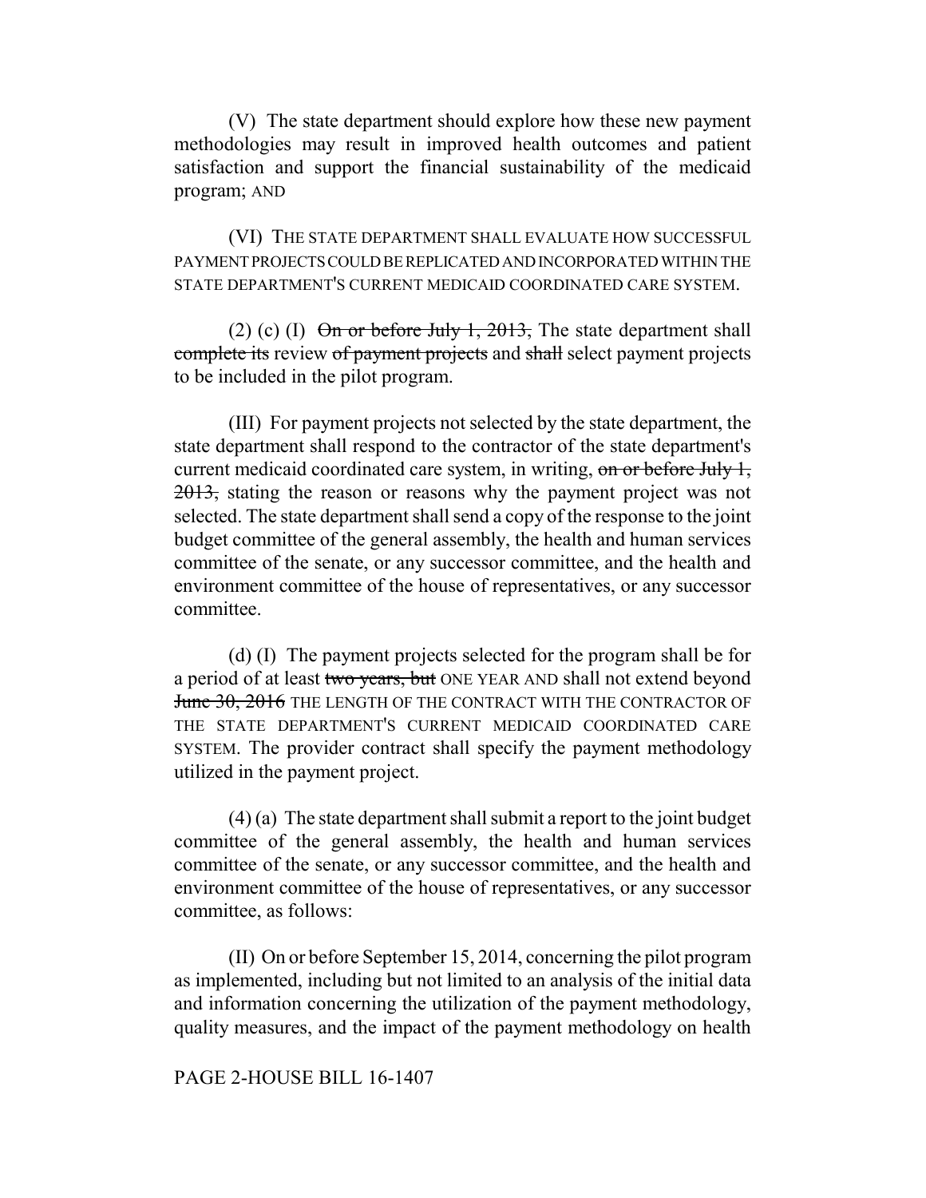(V) The state department should explore how these new payment methodologies may result in improved health outcomes and patient satisfaction and support the financial sustainability of the medicaid program; AND

(VI) THE STATE DEPARTMENT SHALL EVALUATE HOW SUCCESSFUL PAYMENT PROJECTS COULD BE REPLICATED AND INCORPORATED WITHIN THE STATE DEPARTMENT'S CURRENT MEDICAID COORDINATED CARE SYSTEM.

(2) (c) (I) ~~On or before July 1, 2013,~~ The state department shall ~~complete its~~ review ~~of payment projects~~ and ~~shall~~ select payment projects to be included in the pilot program.

(III) For payment projects not selected by the state department, the state department shall respond to the contractor of the state department's current medicaid coordinated care system, in writing, ~~on or before July 1, 2013,~~ stating the reason or reasons why the payment project was not selected. The state department shall send a copy of the response to the joint budget committee of the general assembly, the health and human services committee of the senate, or any successor committee, and the health and environment committee of the house of representatives, or any successor committee.

(d) (I) The payment projects selected for the program shall be for a period of at least ~~two years, but~~ ONE YEAR AND shall not extend beyond ~~June 30, 2016~~ THE LENGTH OF THE CONTRACT WITH THE CONTRACTOR OF THE STATE DEPARTMENT'S CURRENT MEDICAID COORDINATED CARE SYSTEM. The provider contract shall specify the payment methodology utilized in the payment project.

(4) (a) The state department shall submit a report to the joint budget committee of the general assembly, the health and human services committee of the senate, or any successor committee, and the health and environment committee of the house of representatives, or any successor committee, as follows:

(II) On or before September 15, 2014, concerning the pilot program as implemented, including but not limited to an analysis of the initial data and information concerning the utilization of the payment methodology, quality measures, and the impact of the payment methodology on health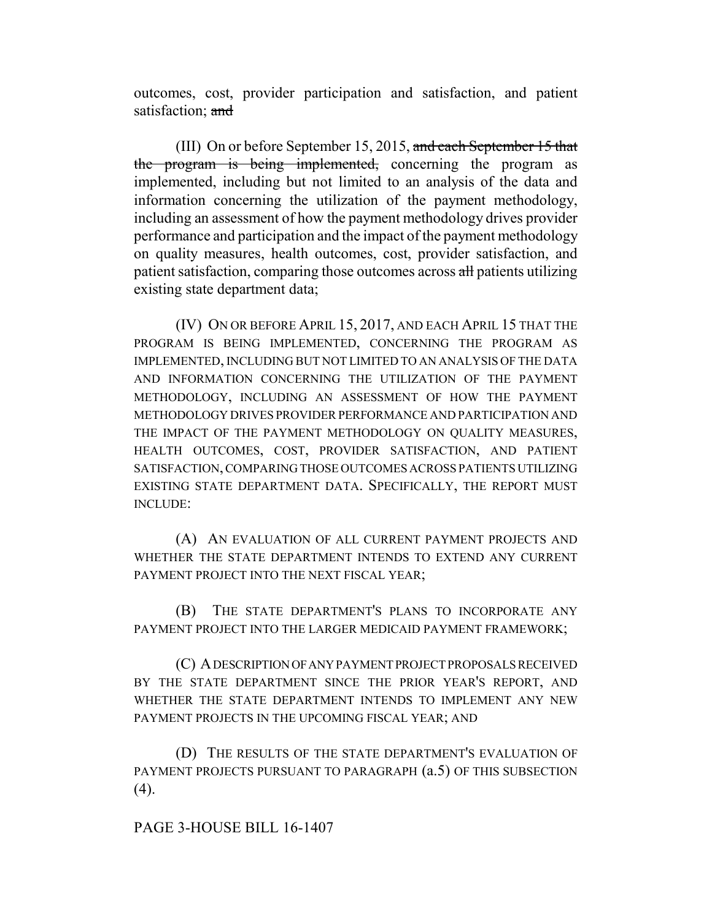outcomes, cost, provider participation and satisfaction, and patient satisfaction; ~~and~~

(III) On or before September 15, 2015, ~~and each September 15 that the program is being implemented,~~ concerning the program as implemented, including but not limited to an analysis of the data and information concerning the utilization of the payment methodology, including an assessment of how the payment methodology drives provider performance and participation and the impact of the payment methodology on quality measures, health outcomes, cost, provider satisfaction, and patient satisfaction, comparing those outcomes across ~~all~~ patients utilizing existing state department data;

(IV) ON OR BEFORE APRIL 15, 2017, AND EACH APRIL 15 THAT THE PROGRAM IS BEING IMPLEMENTED, CONCERNING THE PROGRAM AS IMPLEMENTED, INCLUDING BUT NOT LIMITED TO AN ANALYSIS OF THE DATA AND INFORMATION CONCERNING THE UTILIZATION OF THE PAYMENT METHODOLOGY, INCLUDING AN ASSESSMENT OF HOW THE PAYMENT METHODOLOGY DRIVES PROVIDER PERFORMANCE AND PARTICIPATION AND THE IMPACT OF THE PAYMENT METHODOLOGY ON QUALITY MEASURES, HEALTH OUTCOMES, COST, PROVIDER SATISFACTION, AND PATIENT SATISFACTION, COMPARING THOSE OUTCOMES ACROSS PATIENTS UTILIZING EXISTING STATE DEPARTMENT DATA. SPECIFICALLY, THE REPORT MUST INCLUDE:

(A) AN EVALUATION OF ALL CURRENT PAYMENT PROJECTS AND WHETHER THE STATE DEPARTMENT INTENDS TO EXTEND ANY CURRENT PAYMENT PROJECT INTO THE NEXT FISCAL YEAR;

(B) THE STATE DEPARTMENT'S PLANS TO INCORPORATE ANY PAYMENT PROJECT INTO THE LARGER MEDICAID PAYMENT FRAMEWORK;

(C) A DESCRIPTION OF ANY PAYMENT PROJECT PROPOSALS RECEIVED BY THE STATE DEPARTMENT SINCE THE PRIOR YEAR'S REPORT, AND WHETHER THE STATE DEPARTMENT INTENDS TO IMPLEMENT ANY NEW PAYMENT PROJECTS IN THE UPCOMING FISCAL YEAR; AND

(D) THE RESULTS OF THE STATE DEPARTMENT'S EVALUATION OF PAYMENT PROJECTS PURSUANT TO PARAGRAPH (a.5) OF THIS SUBSECTION (4).

PAGE 3-HOUSE BILL 16-1407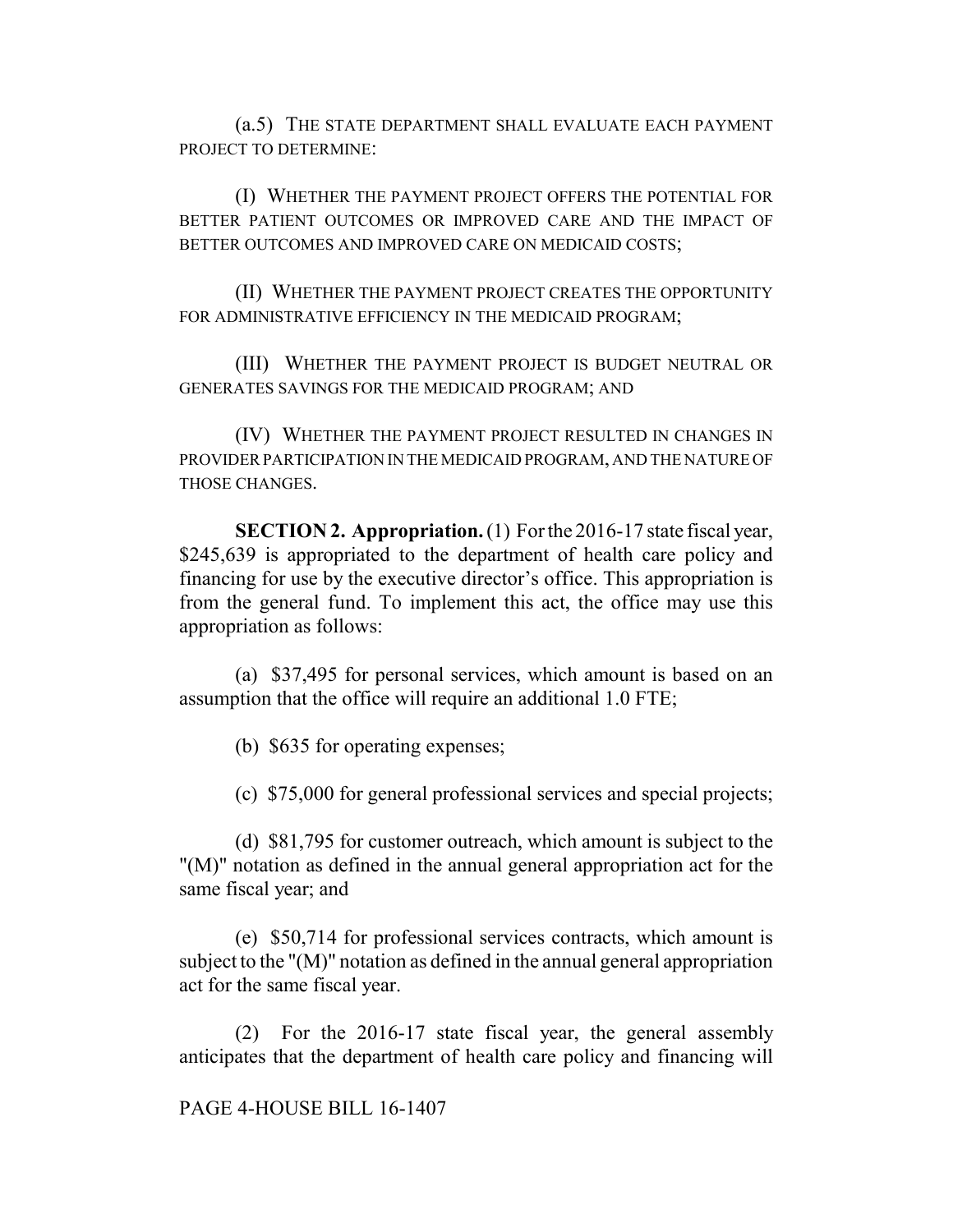(a.5) THE STATE DEPARTMENT SHALL EVALUATE EACH PAYMENT PROJECT TO DETERMINE:

(I) WHETHER THE PAYMENT PROJECT OFFERS THE POTENTIAL FOR BETTER PATIENT OUTCOMES OR IMPROVED CARE AND THE IMPACT OF BETTER OUTCOMES AND IMPROVED CARE ON MEDICAID COSTS;

(II) WHETHER THE PAYMENT PROJECT CREATES THE OPPORTUNITY FOR ADMINISTRATIVE EFFICIENCY IN THE MEDICAID PROGRAM;

(III) WHETHER THE PAYMENT PROJECT IS BUDGET NEUTRAL OR GENERATES SAVINGS FOR THE MEDICAID PROGRAM; AND

(IV) WHETHER THE PAYMENT PROJECT RESULTED IN CHANGES IN PROVIDER PARTICIPATION IN THE MEDICAID PROGRAM, AND THE NATURE OF THOSE CHANGES.

**SECTION 2. Appropriation.** (1) For the 2016-17 state fiscal year, $245,639 is appropriated to the department of health care policy and financing for use by the executive director's office. This appropriation is from the general fund. To implement this act, the office may use this appropriation as follows:

(a) $37,495 for personal services, which amount is based on an assumption that the office will require an additional 1.0 FTE;

(b) $635 for operating expenses;

(c) $75,000 for general professional services and special projects;

(d) $81,795 for customer outreach, which amount is subject to the "(M)" notation as defined in the annual general appropriation act for the same fiscal year; and

(e) $50,714 for professional services contracts, which amount is subject to the "(M)" notation as defined in the annual general appropriation act for the same fiscal year.

(2) For the 2016-17 state fiscal year, the general assembly anticipates that the department of health care policy and financing will

PAGE 4-HOUSE BILL 16-1407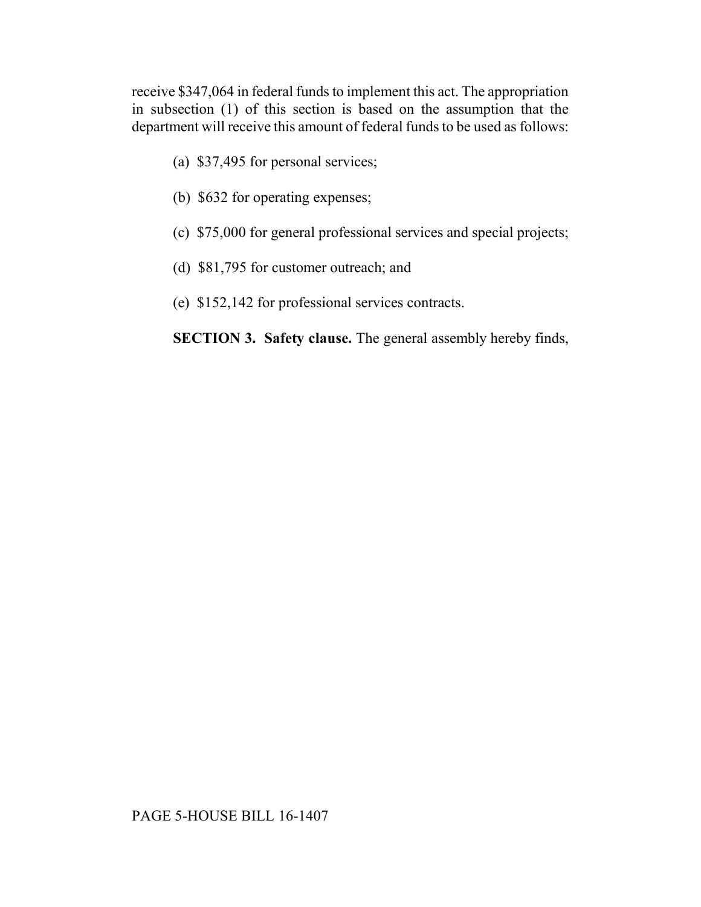receive $347,064 in federal funds to implement this act. The appropriation in subsection (1) of this section is based on the assumption that the department will receive this amount of federal funds to be used as follows:

(a) $37,495 for personal services;

(b) $632 for operating expenses;

(c) $75,000 for general professional services and special projects;

(d) $81,795 for customer outreach; and

(e) $152,142 for professional services contracts.

**SECTION 3. Safety clause.** The general assembly hereby finds,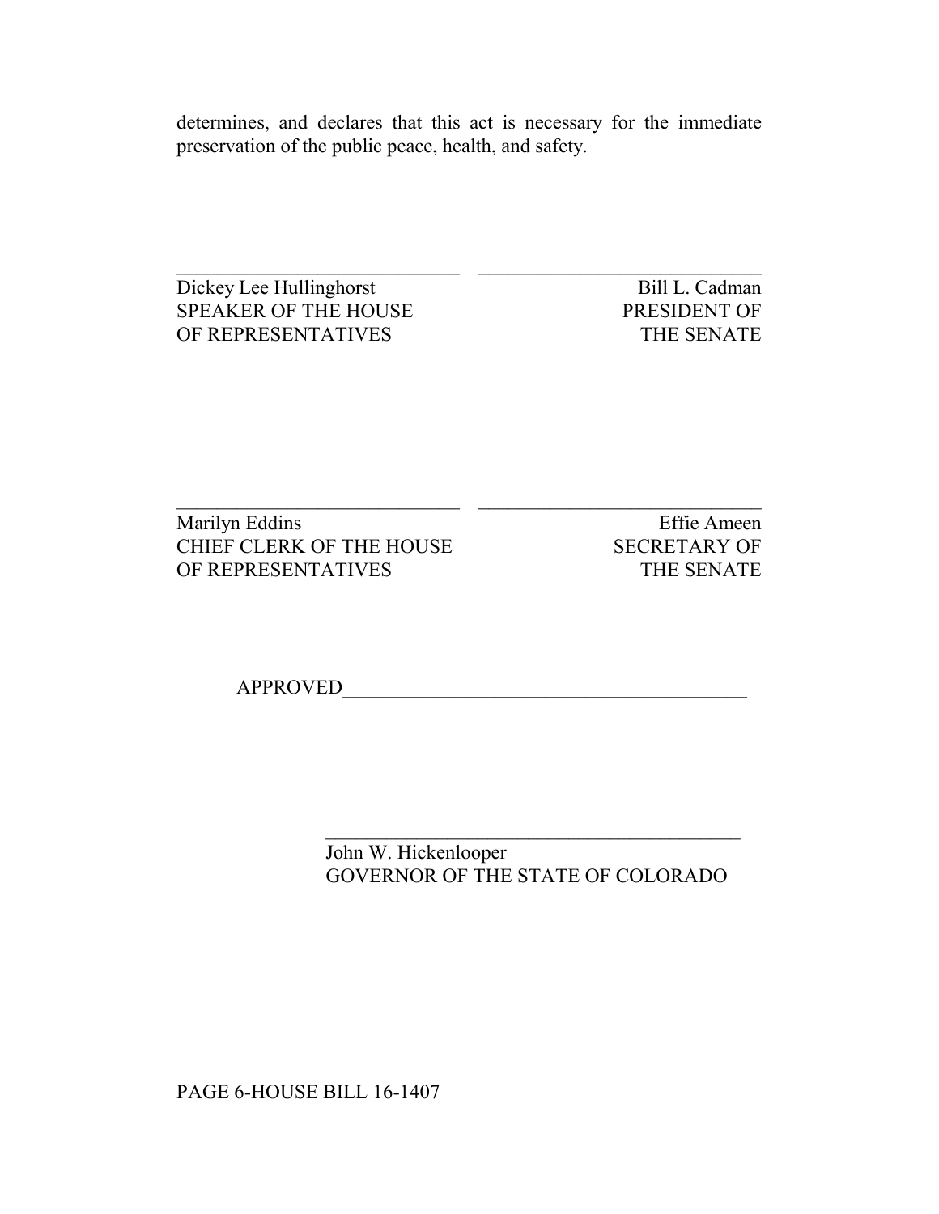determines, and declares that this act is necessary for the immediate preservation of the public peace, health, and safety.

____________________________ ____________________________
Dickey Lee Hullinghorst
SPEAKER OF THE HOUSE
OF REPRESENTATIVES

Bill L. Cadman
PRESIDENT OF
THE SENATE

____________________________ ____________________________
Marilyn Eddins
CHIEF CLERK OF THE HOUSE
OF REPRESENTATIVES

Effie Ameen
SECRETARY OF
THE SENATE

APPROVED________________________________________

_________________________________________
John W. Hickenlooper
GOVERNOR OF THE STATE OF COLORADO

PAGE 6-HOUSE BILL 16-1407